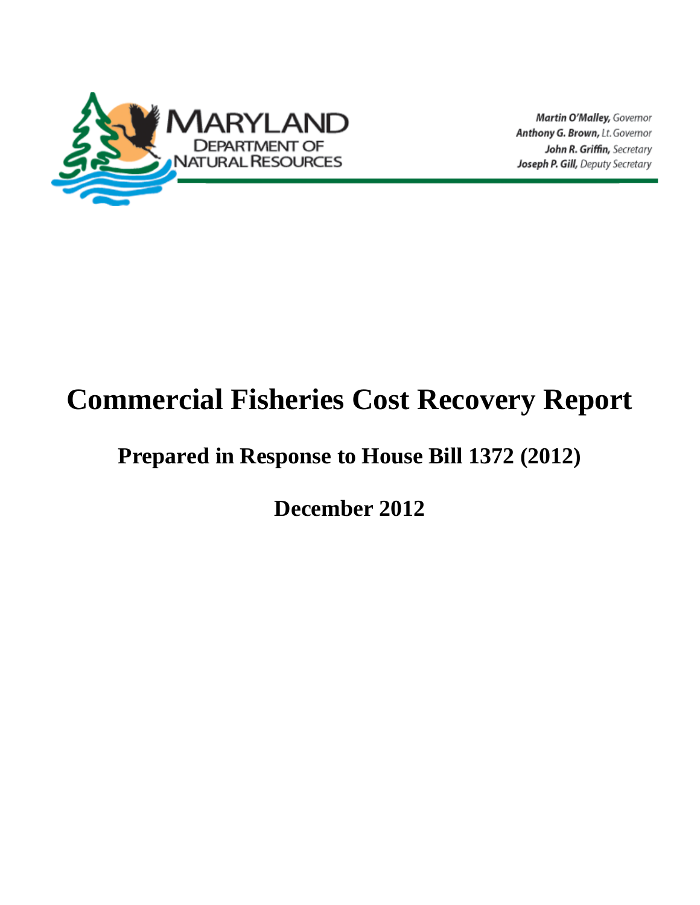MARYLAND
DEPARTMENT OF
NATURAL RESOURCES

**Martin O'Malley,** *Governor*
**Anthony G. Brown,** *Lt. Governor*
**John R. Griffin,** *Secretary*
**Joseph P. Gill,** *Deputy Secretary*

# Commercial Fisheries Cost Recovery Report

## Prepared in Response to House Bill 1372 (2012)

## December 2012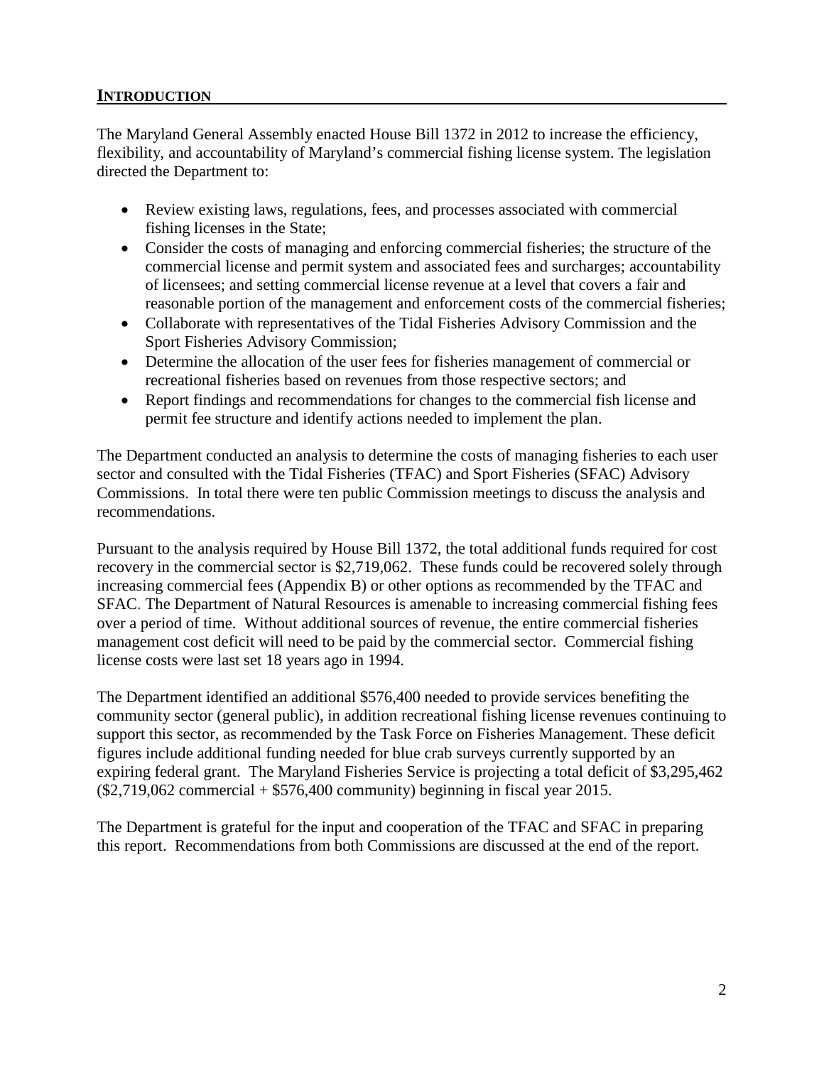## INTRODUCTION

The Maryland General Assembly enacted House Bill 1372 in 2012 to increase the efficiency, flexibility, and accountability of Maryland's commercial fishing license system. The legislation directed the Department to:

- Review existing laws, regulations, fees, and processes associated with commercial fishing licenses in the State;
- Consider the costs of managing and enforcing commercial fisheries; the structure of the commercial license and permit system and associated fees and surcharges; accountability of licensees; and setting commercial license revenue at a level that covers a fair and reasonable portion of the management and enforcement costs of the commercial fisheries;
- Collaborate with representatives of the Tidal Fisheries Advisory Commission and the Sport Fisheries Advisory Commission;
- Determine the allocation of the user fees for fisheries management of commercial or recreational fisheries based on revenues from those respective sectors; and
- Report findings and recommendations for changes to the commercial fish license and permit fee structure and identify actions needed to implement the plan.

The Department conducted an analysis to determine the costs of managing fisheries to each user sector and consulted with the Tidal Fisheries (TFAC) and Sport Fisheries (SFAC) Advisory Commissions. In total there were ten public Commission meetings to discuss the analysis and recommendations.

Pursuant to the analysis required by House Bill 1372, the total additional funds required for cost recovery in the commercial sector is $2,719,062. These funds could be recovered solely through increasing commercial fees (Appendix B) or other options as recommended by the TFAC and SFAC. The Department of Natural Resources is amenable to increasing commercial fishing fees over a period of time. Without additional sources of revenue, the entire commercial fisheries management cost deficit will need to be paid by the commercial sector. Commercial fishing license costs were last set 18 years ago in 1994.

The Department identified an additional $576,400 needed to provide services benefiting the community sector (general public), in addition recreational fishing license revenues continuing to support this sector, as recommended by the Task Force on Fisheries Management. These deficit figures include additional funding needed for blue crab surveys currently supported by an expiring federal grant. The Maryland Fisheries Service is projecting a total deficit of $3,295,462 ($2,719,062 commercial + $576,400 community) beginning in fiscal year 2015.

The Department is grateful for the input and cooperation of the TFAC and SFAC in preparing this report. Recommendations from both Commissions are discussed at the end of the report.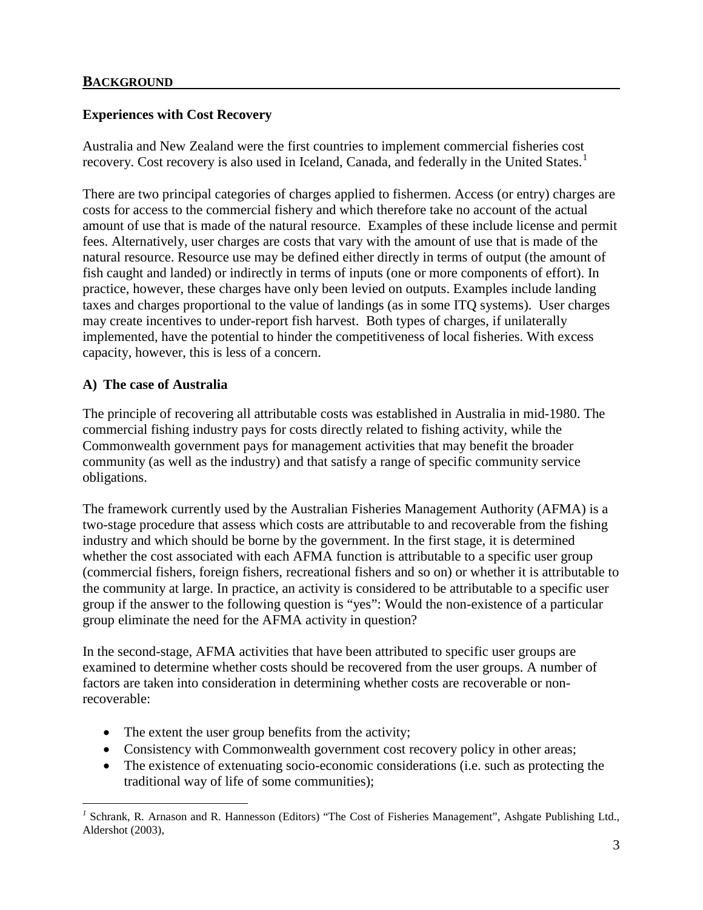## BACKGROUND

### Experiences with Cost Recovery

Australia and New Zealand were the first countries to implement commercial fisheries cost recovery. Cost recovery is also used in Iceland, Canada, and federally in the United States.[1]

There are two principal categories of charges applied to fishermen. Access (or entry) charges are costs for access to the commercial fishery and which therefore take no account of the actual amount of use that is made of the natural resource. Examples of these include license and permit fees. Alternatively, user charges are costs that vary with the amount of use that is made of the natural resource. Resource use may be defined either directly in terms of output (the amount of fish caught and landed) or indirectly in terms of inputs (one or more components of effort). In practice, however, these charges have only been levied on outputs. Examples include landing taxes and charges proportional to the value of landings (as in some ITQ systems). User charges may create incentives to under-report fish harvest. Both types of charges, if unilaterally implemented, have the potential to hinder the competitiveness of local fisheries. With excess capacity, however, this is less of a concern.

### A) The case of Australia

The principle of recovering all attributable costs was established in Australia in mid-1980. The commercial fishing industry pays for costs directly related to fishing activity, while the Commonwealth government pays for management activities that may benefit the broader community (as well as the industry) and that satisfy a range of specific community service obligations.

The framework currently used by the Australian Fisheries Management Authority (AFMA) is a two-stage procedure that assess which costs are attributable to and recoverable from the fishing industry and which should be borne by the government. In the first stage, it is determined whether the cost associated with each AFMA function is attributable to a specific user group (commercial fishers, foreign fishers, recreational fishers and so on) or whether it is attributable to the community at large. In practice, an activity is considered to be attributable to a specific user group if the answer to the following question is "yes": Would the non-existence of a particular group eliminate the need for the AFMA activity in question?

In the second-stage, AFMA activities that have been attributed to specific user groups are examined to determine whether costs should be recovered from the user groups. A number of factors are taken into consideration in determining whether costs are recoverable or non-recoverable:

- The extent the user group benefits from the activity;
- Consistency with Commonwealth government cost recovery policy in other areas;
- The existence of extenuating socio-economic considerations (i.e. such as protecting the traditional way of life of some communities);

---

[1] Schrank, R. Arnason and R. Hannesson (Editors) "The Cost of Fisheries Management", Ashgate Publishing Ltd., Aldershot (2003),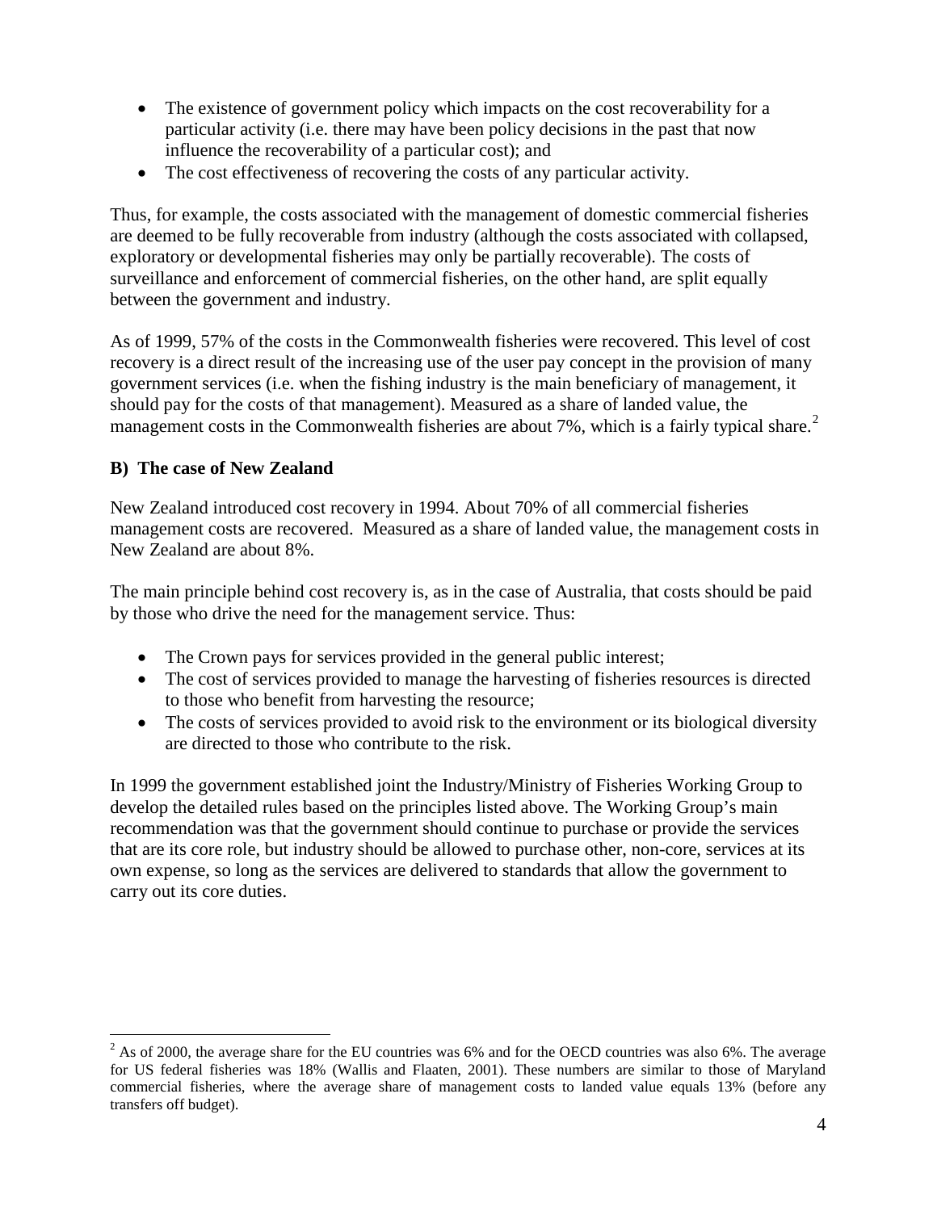- The existence of government policy which impacts on the cost recoverability for a particular activity (i.e. there may have been policy decisions in the past that now influence the recoverability of a particular cost); and
- The cost effectiveness of recovering the costs of any particular activity.

Thus, for example, the costs associated with the management of domestic commercial fisheries are deemed to be fully recoverable from industry (although the costs associated with collapsed, exploratory or developmental fisheries may only be partially recoverable). The costs of surveillance and enforcement of commercial fisheries, on the other hand, are split equally between the government and industry.

As of 1999, 57% of the costs in the Commonwealth fisheries were recovered. This level of cost recovery is a direct result of the increasing use of the user pay concept in the provision of many government services (i.e. when the fishing industry is the main beneficiary of management, it should pay for the costs of that management). Measured as a share of landed value, the management costs in the Commonwealth fisheries are about 7%, which is a fairly typical share.[2]

**B) The case of New Zealand**

New Zealand introduced cost recovery in 1994. About 70% of all commercial fisheries management costs are recovered. Measured as a share of landed value, the management costs in New Zealand are about 8%.

The main principle behind cost recovery is, as in the case of Australia, that costs should be paid by those who drive the need for the management service. Thus:

- The Crown pays for services provided in the general public interest;
- The cost of services provided to manage the harvesting of fisheries resources is directed to those who benefit from harvesting the resource;
- The costs of services provided to avoid risk to the environment or its biological diversity are directed to those who contribute to the risk.

In 1999 the government established joint the Industry/Ministry of Fisheries Working Group to develop the detailed rules based on the principles listed above. The Working Group's main recommendation was that the government should continue to purchase or provide the services that are its core role, but industry should be allowed to purchase other, non-core, services at its own expense, so long as the services are delivered to standards that allow the government to carry out its core duties.

[2] As of 2000, the average share for the EU countries was 6% and for the OECD countries was also 6%. The average for US federal fisheries was 18% (Wallis and Flaaten, 2001). These numbers are similar to those of Maryland commercial fisheries, where the average share of management costs to landed value equals 13% (before any transfers off budget).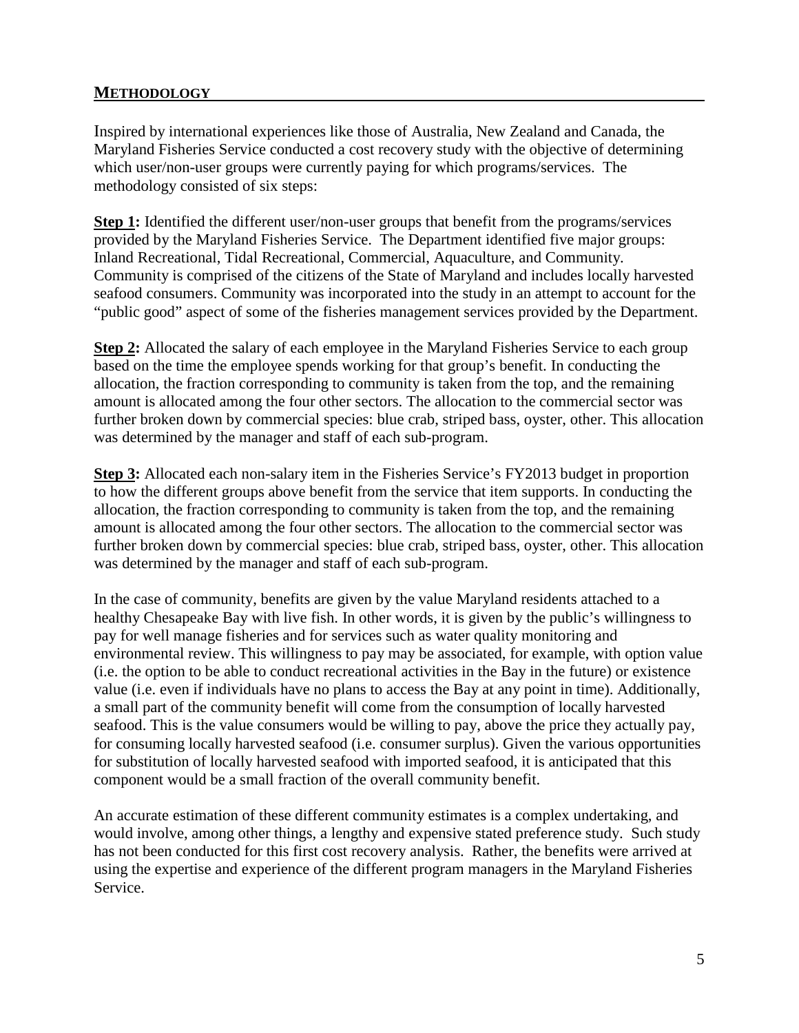## METHODOLOGY

Inspired by international experiences like those of Australia, New Zealand and Canada, the Maryland Fisheries Service conducted a cost recovery study with the objective of determining which user/non-user groups were currently paying for which programs/services. The methodology consisted of six steps:

**Step 1:** Identified the different user/non-user groups that benefit from the programs/services provided by the Maryland Fisheries Service. The Department identified five major groups: Inland Recreational, Tidal Recreational, Commercial, Aquaculture, and Community. Community is comprised of the citizens of the State of Maryland and includes locally harvested seafood consumers. Community was incorporated into the study in an attempt to account for the "public good" aspect of some of the fisheries management services provided by the Department.

**Step 2:** Allocated the salary of each employee in the Maryland Fisheries Service to each group based on the time the employee spends working for that group's benefit. In conducting the allocation, the fraction corresponding to community is taken from the top, and the remaining amount is allocated among the four other sectors. The allocation to the commercial sector was further broken down by commercial species: blue crab, striped bass, oyster, other. This allocation was determined by the manager and staff of each sub-program.

**Step 3:** Allocated each non-salary item in the Fisheries Service's FY2013 budget in proportion to how the different groups above benefit from the service that item supports. In conducting the allocation, the fraction corresponding to community is taken from the top, and the remaining amount is allocated among the four other sectors. The allocation to the commercial sector was further broken down by commercial species: blue crab, striped bass, oyster, other. This allocation was determined by the manager and staff of each sub-program.

In the case of community, benefits are given by the value Maryland residents attached to a healthy Chesapeake Bay with live fish. In other words, it is given by the public's willingness to pay for well manage fisheries and for services such as water quality monitoring and environmental review. This willingness to pay may be associated, for example, with option value (i.e. the option to be able to conduct recreational activities in the Bay in the future) or existence value (i.e. even if individuals have no plans to access the Bay at any point in time). Additionally, a small part of the community benefit will come from the consumption of locally harvested seafood. This is the value consumers would be willing to pay, above the price they actually pay, for consuming locally harvested seafood (i.e. consumer surplus). Given the various opportunities for substitution of locally harvested seafood with imported seafood, it is anticipated that this component would be a small fraction of the overall community benefit.

An accurate estimation of these different community estimates is a complex undertaking, and would involve, among other things, a lengthy and expensive stated preference study. Such study has not been conducted for this first cost recovery analysis. Rather, the benefits were arrived at using the expertise and experience of the different program managers in the Maryland Fisheries Service.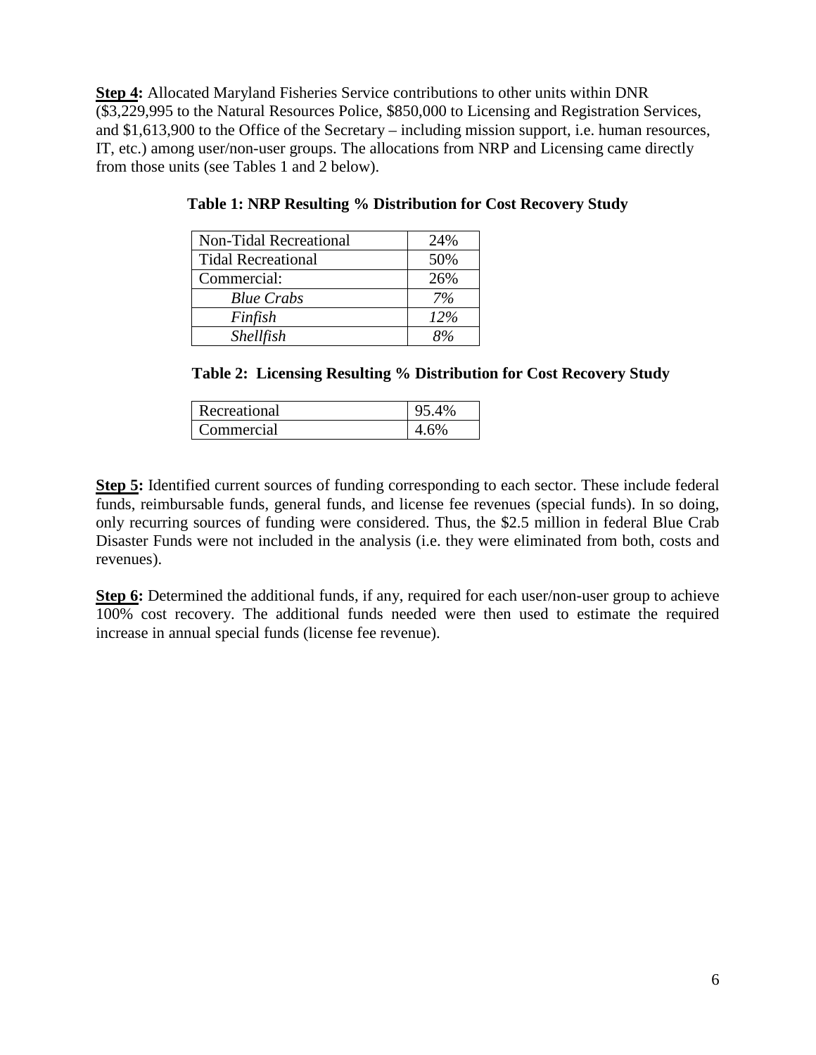**Step 4:** Allocated Maryland Fisheries Service contributions to other units within DNR ($3,229,995 to the Natural Resources Police, $850,000 to Licensing and Registration Services, and $1,613,900 to the Office of the Secretary – including mission support, i.e. human resources, IT, etc.) among user/non-user groups. The allocations from NRP and Licensing came directly from those units (see Tables 1 and 2 below).

**Table 1: NRP Resulting % Distribution for Cost Recovery Study**

| | |
|---|---|
| Non-Tidal Recreational | 24% |
| Tidal Recreational | 50% |
| Commercial: | 26% |
| *Blue Crabs* | *7%* |
| *Finfish* | *12%* |
| *Shellfish* | *8%* |

**Table 2: Licensing Resulting % Distribution for Cost Recovery Study**

| | |
|---|---|
| Recreational | 95.4% |
| Commercial | 4.6% |

**Step 5:** Identified current sources of funding corresponding to each sector. These include federal funds, reimbursable funds, general funds, and license fee revenues (special funds). In so doing, only recurring sources of funding were considered. Thus, the $2.5 million in federal Blue Crab Disaster Funds were not included in the analysis (i.e. they were eliminated from both, costs and revenues).

**Step 6:** Determined the additional funds, if any, required for each user/non-user group to achieve 100% cost recovery. The additional funds needed were then used to estimate the required increase in annual special funds (license fee revenue).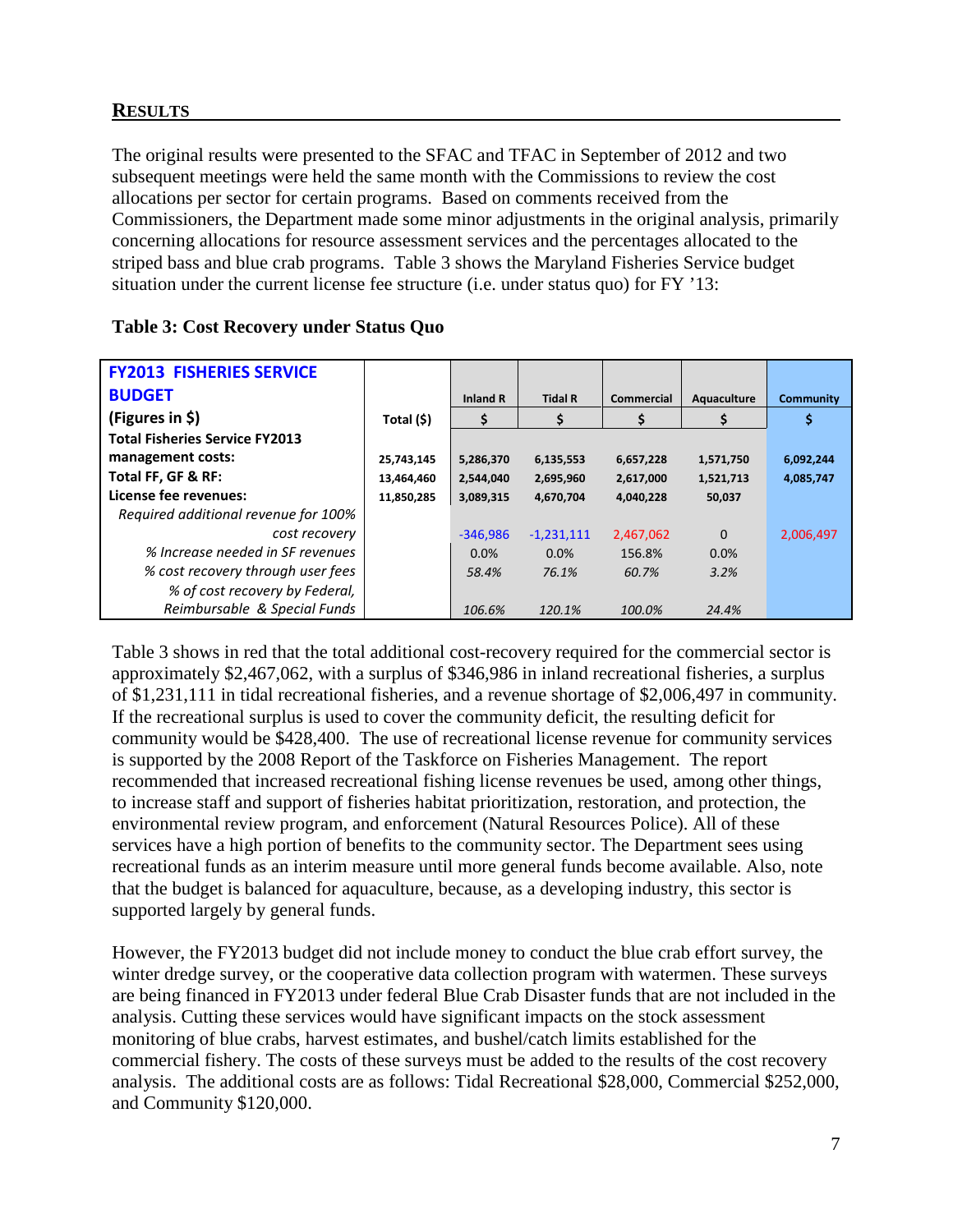## RESULTS

The original results were presented to the SFAC and TFAC in September of 2012 and two subsequent meetings were held the same month with the Commissions to review the cost allocations per sector for certain programs. Based on comments received from the Commissioners, the Department made some minor adjustments in the original analysis, primarily concerning allocations for resource assessment services and the percentages allocated to the striped bass and blue crab programs. Table 3 shows the Maryland Fisheries Service budget situation under the current license fee structure (i.e. under status quo) for FY '13:

**Table 3: Cost Recovery under Status Quo**

| **FY2013 FISHERIES SERVICE BUDGET (Figures in $)** | **Total ($)** | **Inland R $** | **Tidal R $** | **Commercial $** | **Aquaculture $** | **Community $** |
|---|---|---|---|---|---|---|
| **Total Fisheries Service FY2013 management costs:** | 25,743,145 | 5,286,370 | 6,135,553 | 6,657,228 | 1,571,750 | 6,092,244 |
| **Total FF, GF & RF:** | 13,464,460 | 2,544,040 | 2,695,960 | 2,617,000 | 1,521,713 | 4,085,747 |
| **License fee revenues:** | 11,850,285 | 3,089,315 | 4,670,704 | 4,040,228 | 50,037 | |
| *Required additional revenue for 100% cost recovery* | | -346,986 | -1,231,111 | 2,467,062 | 0 | 2,006,497 |
| *% Increase needed in SF revenues* | | 0.0% | 0.0% | 156.8% | 0.0% | |
| *% cost recovery through user fees* | | *58.4%* | *76.1%* | *60.7%* | *3.2%* | |
| *% of cost recovery by Federal, Reimbursable & Special Funds* | | *106.6%* | *120.1%* | *100.0%* | *24.4%* | |

Table 3 shows in red that the total additional cost-recovery required for the commercial sector is approximately $2,467,062, with a surplus of $346,986 in inland recreational fisheries, a surplus of $1,231,111 in tidal recreational fisheries, and a revenue shortage of $2,006,497 in community. If the recreational surplus is used to cover the community deficit, the resulting deficit for community would be $428,400. The use of recreational license revenue for community services is supported by the 2008 Report of the Taskforce on Fisheries Management. The report recommended that increased recreational fishing license revenues be used, among other things, to increase staff and support of fisheries habitat prioritization, restoration, and protection, the environmental review program, and enforcement (Natural Resources Police). All of these services have a high portion of benefits to the community sector. The Department sees using recreational funds as an interim measure until more general funds become available. Also, note that the budget is balanced for aquaculture, because, as a developing industry, this sector is supported largely by general funds.

However, the FY2013 budget did not include money to conduct the blue crab effort survey, the winter dredge survey, or the cooperative data collection program with watermen. These surveys are being financed in FY2013 under federal Blue Crab Disaster funds that are not included in the analysis. Cutting these services would have significant impacts on the stock assessment monitoring of blue crabs, harvest estimates, and bushel/catch limits established for the commercial fishery. The costs of these surveys must be added to the results of the cost recovery analysis. The additional costs are as follows: Tidal Recreational $28,000, Commercial $252,000, and Community $120,000.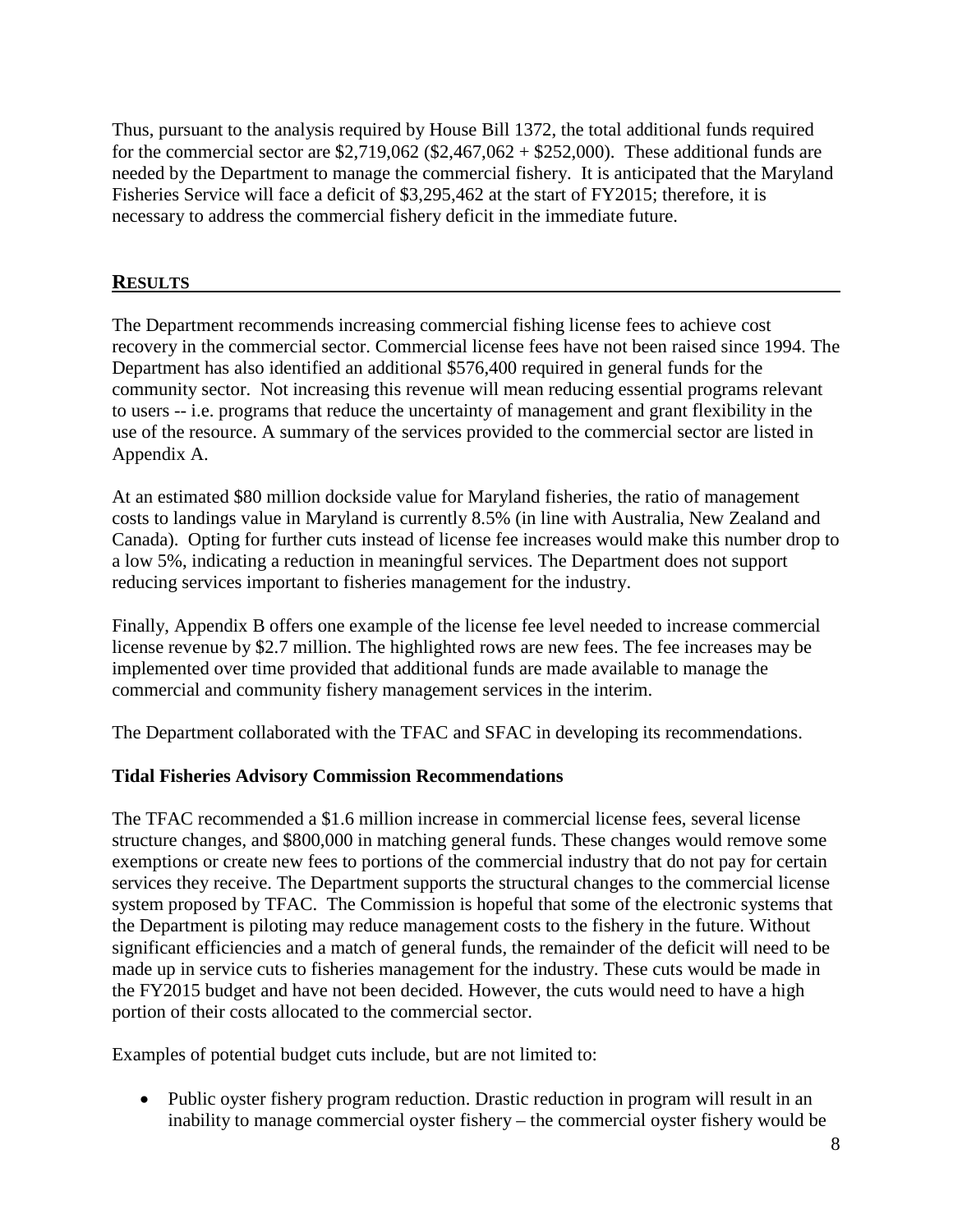Thus, pursuant to the analysis required by House Bill 1372, the total additional funds required for the commercial sector are $2,719,062 ($2,467,062 + $252,000). These additional funds are needed by the Department to manage the commercial fishery. It is anticipated that the Maryland Fisheries Service will face a deficit of $3,295,462 at the start of FY2015; therefore, it is necessary to address the commercial fishery deficit in the immediate future.

## RESULTS

The Department recommends increasing commercial fishing license fees to achieve cost recovery in the commercial sector. Commercial license fees have not been raised since 1994. The Department has also identified an additional $576,400 required in general funds for the community sector. Not increasing this revenue will mean reducing essential programs relevant to users -- i.e. programs that reduce the uncertainty of management and grant flexibility in the use of the resource. A summary of the services provided to the commercial sector are listed in Appendix A.

At an estimated $80 million dockside value for Maryland fisheries, the ratio of management costs to landings value in Maryland is currently 8.5% (in line with Australia, New Zealand and Canada). Opting for further cuts instead of license fee increases would make this number drop to a low 5%, indicating a reduction in meaningful services. The Department does not support reducing services important to fisheries management for the industry.

Finally, Appendix B offers one example of the license fee level needed to increase commercial license revenue by $2.7 million. The highlighted rows are new fees. The fee increases may be implemented over time provided that additional funds are made available to manage the commercial and community fishery management services in the interim.

The Department collaborated with the TFAC and SFAC in developing its recommendations.

### Tidal Fisheries Advisory Commission Recommendations

The TFAC recommended a $1.6 million increase in commercial license fees, several license structure changes, and $800,000 in matching general funds. These changes would remove some exemptions or create new fees to portions of the commercial industry that do not pay for certain services they receive. The Department supports the structural changes to the commercial license system proposed by TFAC. The Commission is hopeful that some of the electronic systems that the Department is piloting may reduce management costs to the fishery in the future. Without significant efficiencies and a match of general funds, the remainder of the deficit will need to be made up in service cuts to fisheries management for the industry. These cuts would be made in the FY2015 budget and have not been decided. However, the cuts would need to have a high portion of their costs allocated to the commercial sector.

Examples of potential budget cuts include, but are not limited to:

- Public oyster fishery program reduction. Drastic reduction in program will result in an inability to manage commercial oyster fishery – the commercial oyster fishery would be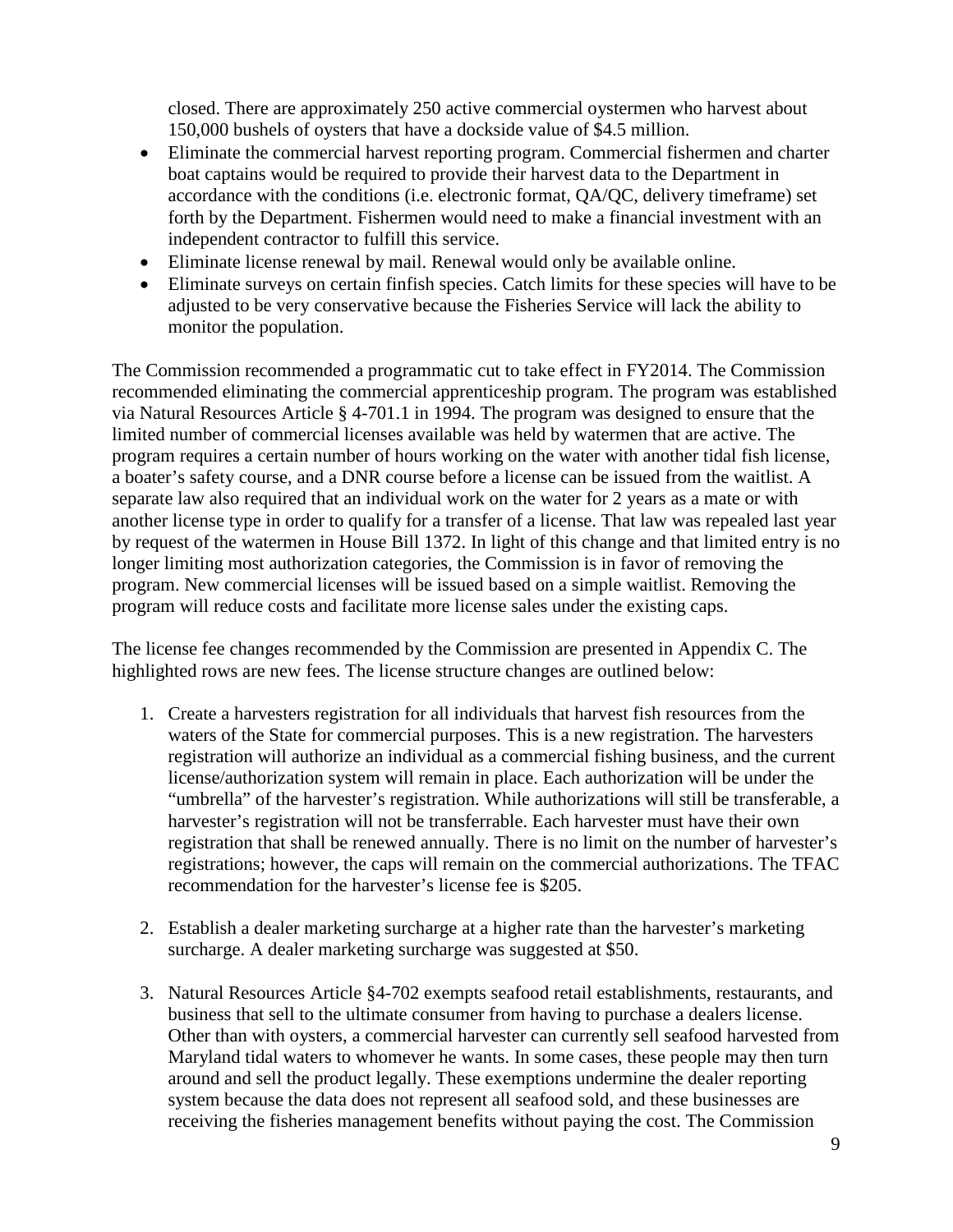closed. There are approximately 250 active commercial oystermen who harvest about 150,000 bushels of oysters that have a dockside value of $4.5 million.

- Eliminate the commercial harvest reporting program. Commercial fishermen and charter boat captains would be required to provide their harvest data to the Department in accordance with the conditions (i.e. electronic format, QA/QC, delivery timeframe) set forth by the Department. Fishermen would need to make a financial investment with an independent contractor to fulfill this service.
- Eliminate license renewal by mail. Renewal would only be available online.
- Eliminate surveys on certain finfish species. Catch limits for these species will have to be adjusted to be very conservative because the Fisheries Service will lack the ability to monitor the population.

The Commission recommended a programmatic cut to take effect in FY2014. The Commission recommended eliminating the commercial apprenticeship program. The program was established via Natural Resources Article § 4-701.1 in 1994. The program was designed to ensure that the limited number of commercial licenses available was held by watermen that are active. The program requires a certain number of hours working on the water with another tidal fish license, a boater's safety course, and a DNR course before a license can be issued from the waitlist. A separate law also required that an individual work on the water for 2 years as a mate or with another license type in order to qualify for a transfer of a license. That law was repealed last year by request of the watermen in House Bill 1372. In light of this change and that limited entry is no longer limiting most authorization categories, the Commission is in favor of removing the program. New commercial licenses will be issued based on a simple waitlist. Removing the program will reduce costs and facilitate more license sales under the existing caps.

The license fee changes recommended by the Commission are presented in Appendix C. The highlighted rows are new fees. The license structure changes are outlined below:

1. Create a harvesters registration for all individuals that harvest fish resources from the waters of the State for commercial purposes. This is a new registration. The harvesters registration will authorize an individual as a commercial fishing business, and the current license/authorization system will remain in place. Each authorization will be under the "umbrella" of the harvester's registration. While authorizations will still be transferable, a harvester's registration will not be transferrable. Each harvester must have their own registration that shall be renewed annually. There is no limit on the number of harvester's registrations; however, the caps will remain on the commercial authorizations. The TFAC recommendation for the harvester's license fee is $205.

2. Establish a dealer marketing surcharge at a higher rate than the harvester's marketing surcharge. A dealer marketing surcharge was suggested at $50.

3. Natural Resources Article §4-702 exempts seafood retail establishments, restaurants, and business that sell to the ultimate consumer from having to purchase a dealers license. Other than with oysters, a commercial harvester can currently sell seafood harvested from Maryland tidal waters to whomever he wants. In some cases, these people may then turn around and sell the product legally. These exemptions undermine the dealer reporting system because the data does not represent all seafood sold, and these businesses are receiving the fisheries management benefits without paying the cost. The Commission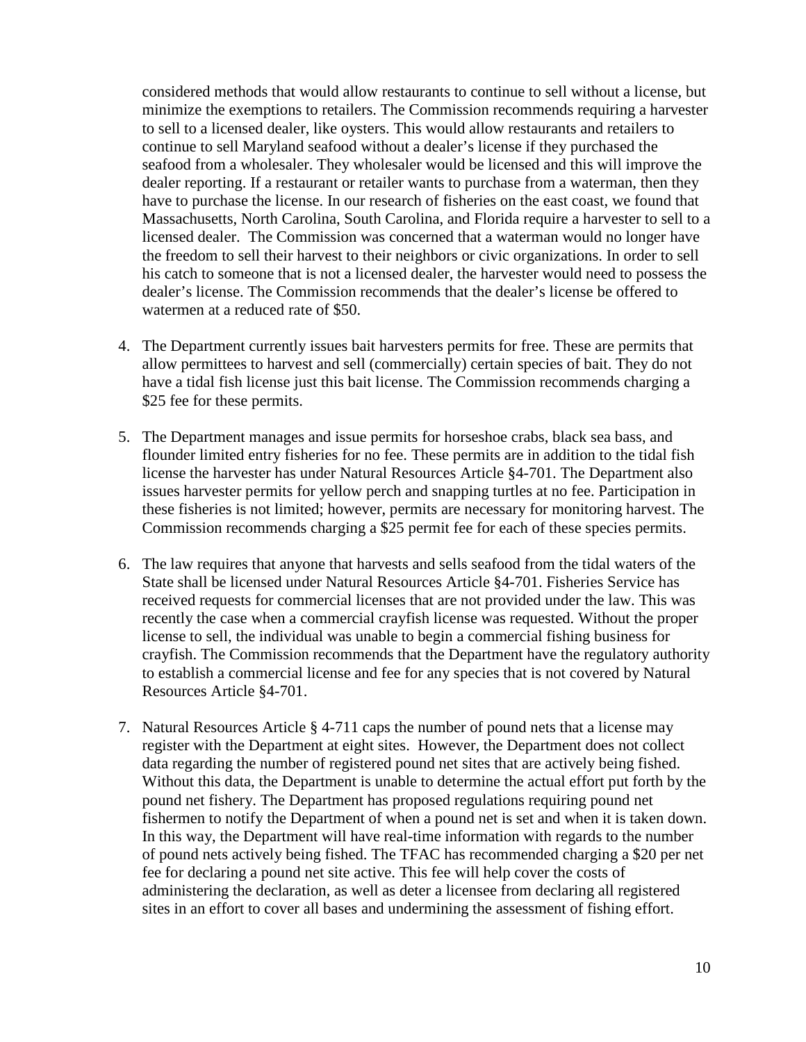considered methods that would allow restaurants to continue to sell without a license, but minimize the exemptions to retailers. The Commission recommends requiring a harvester to sell to a licensed dealer, like oysters. This would allow restaurants and retailers to continue to sell Maryland seafood without a dealer's license if they purchased the seafood from a wholesaler. They wholesaler would be licensed and this will improve the dealer reporting. If a restaurant or retailer wants to purchase from a waterman, then they have to purchase the license. In our research of fisheries on the east coast, we found that Massachusetts, North Carolina, South Carolina, and Florida require a harvester to sell to a licensed dealer. The Commission was concerned that a waterman would no longer have the freedom to sell their harvest to their neighbors or civic organizations. In order to sell his catch to someone that is not a licensed dealer, the harvester would need to possess the dealer's license. The Commission recommends that the dealer's license be offered to watermen at a reduced rate of $50.

4. The Department currently issues bait harvesters permits for free. These are permits that allow permittees to harvest and sell (commercially) certain species of bait. They do not have a tidal fish license just this bait license. The Commission recommends charging a $25 fee for these permits.

5. The Department manages and issue permits for horseshoe crabs, black sea bass, and flounder limited entry fisheries for no fee. These permits are in addition to the tidal fish license the harvester has under Natural Resources Article §4-701. The Department also issues harvester permits for yellow perch and snapping turtles at no fee. Participation in these fisheries is not limited; however, permits are necessary for monitoring harvest. The Commission recommends charging a $25 permit fee for each of these species permits.

6. The law requires that anyone that harvests and sells seafood from the tidal waters of the State shall be licensed under Natural Resources Article §4-701. Fisheries Service has received requests for commercial licenses that are not provided under the law. This was recently the case when a commercial crayfish license was requested. Without the proper license to sell, the individual was unable to begin a commercial fishing business for crayfish. The Commission recommends that the Department have the regulatory authority to establish a commercial license and fee for any species that is not covered by Natural Resources Article §4-701.

7. Natural Resources Article § 4-711 caps the number of pound nets that a license may register with the Department at eight sites. However, the Department does not collect data regarding the number of registered pound net sites that are actively being fished. Without this data, the Department is unable to determine the actual effort put forth by the pound net fishery. The Department has proposed regulations requiring pound net fishermen to notify the Department of when a pound net is set and when it is taken down. In this way, the Department will have real-time information with regards to the number of pound nets actively being fished. The TFAC has recommended charging a $20 per net fee for declaring a pound net site active. This fee will help cover the costs of administering the declaration, as well as deter a licensee from declaring all registered sites in an effort to cover all bases and undermining the assessment of fishing effort.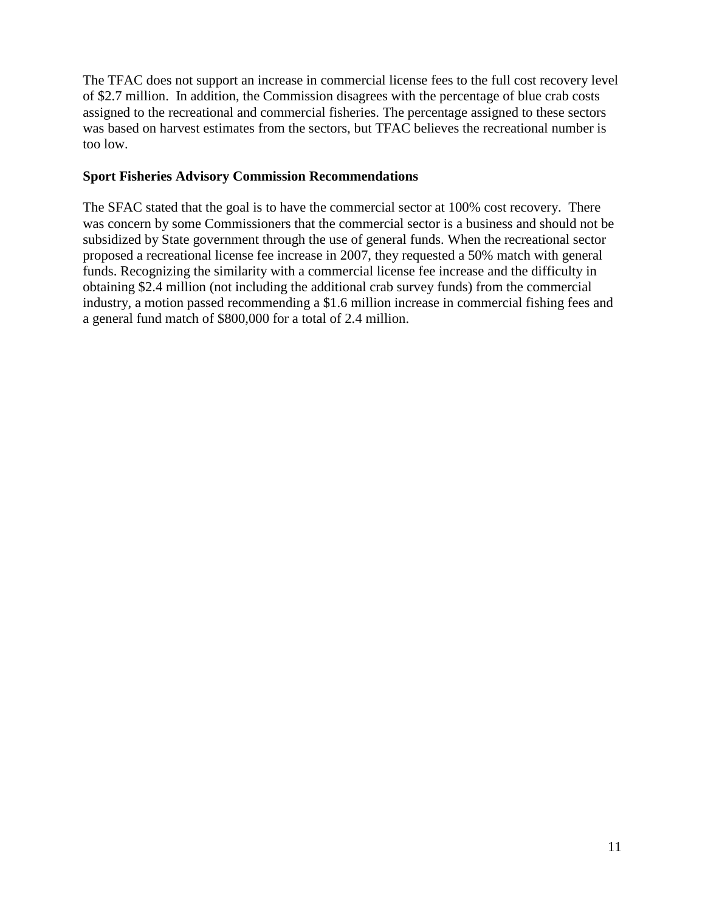The TFAC does not support an increase in commercial license fees to the full cost recovery level of $2.7 million. In addition, the Commission disagrees with the percentage of blue crab costs assigned to the recreational and commercial fisheries. The percentage assigned to these sectors was based on harvest estimates from the sectors, but TFAC believes the recreational number is too low.

**Sport Fisheries Advisory Commission Recommendations**

The SFAC stated that the goal is to have the commercial sector at 100% cost recovery. There was concern by some Commissioners that the commercial sector is a business and should not be subsidized by State government through the use of general funds. When the recreational sector proposed a recreational license fee increase in 2007, they requested a 50% match with general funds. Recognizing the similarity with a commercial license fee increase and the difficulty in obtaining $2.4 million (not including the additional crab survey funds) from the commercial industry, a motion passed recommending a $1.6 million increase in commercial fishing fees and a general fund match of $800,000 for a total of 2.4 million.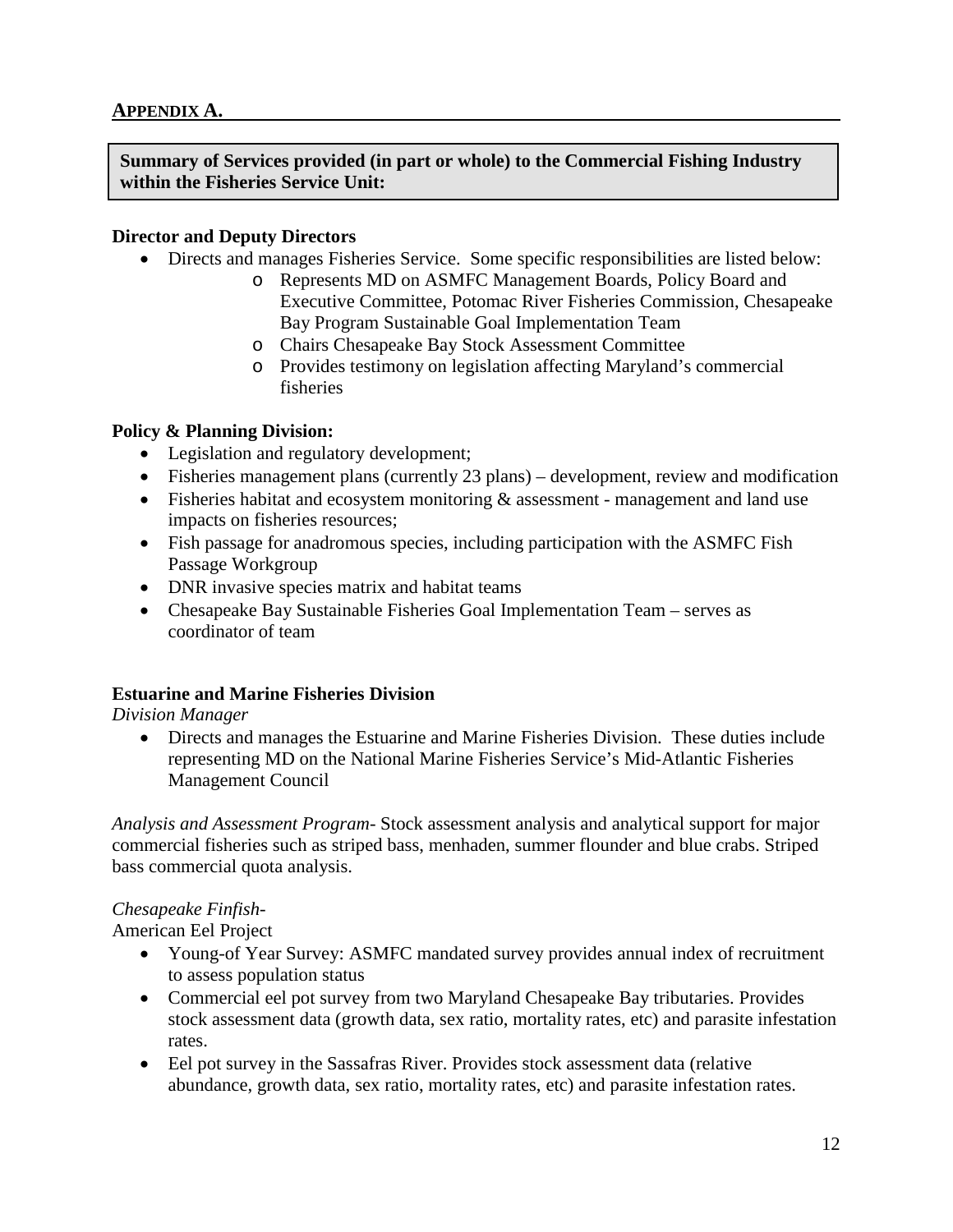## APPENDIX A.

**Summary of Services provided (in part or whole) to the Commercial Fishing Industry within the Fisheries Service Unit:**

**Director and Deputy Directors**

- Directs and manages Fisheries Service. Some specific responsibilities are listed below:
  - Represents MD on ASMFC Management Boards, Policy Board and Executive Committee, Potomac River Fisheries Commission, Chesapeake Bay Program Sustainable Goal Implementation Team
  - Chairs Chesapeake Bay Stock Assessment Committee
  - Provides testimony on legislation affecting Maryland's commercial fisheries

**Policy & Planning Division:**

- Legislation and regulatory development;
- Fisheries management plans (currently 23 plans) – development, review and modification
- Fisheries habitat and ecosystem monitoring & assessment - management and land use impacts on fisheries resources;
- Fish passage for anadromous species, including participation with the ASMFC Fish Passage Workgroup
- DNR invasive species matrix and habitat teams
- Chesapeake Bay Sustainable Fisheries Goal Implementation Team – serves as coordinator of team

**Estuarine and Marine Fisheries Division**

*Division Manager*

- Directs and manages the Estuarine and Marine Fisheries Division. These duties include representing MD on the National Marine Fisheries Service's Mid-Atlantic Fisheries Management Council

*Analysis and Assessment Program*- Stock assessment analysis and analytical support for major commercial fisheries such as striped bass, menhaden, summer flounder and blue crabs. Striped bass commercial quota analysis.

*Chesapeake Finfish*-

American Eel Project

- Young-of Year Survey: ASMFC mandated survey provides annual index of recruitment to assess population status
- Commercial eel pot survey from two Maryland Chesapeake Bay tributaries. Provides stock assessment data (growth data, sex ratio, mortality rates, etc) and parasite infestation rates.
- Eel pot survey in the Sassafras River. Provides stock assessment data (relative abundance, growth data, sex ratio, mortality rates, etc) and parasite infestation rates.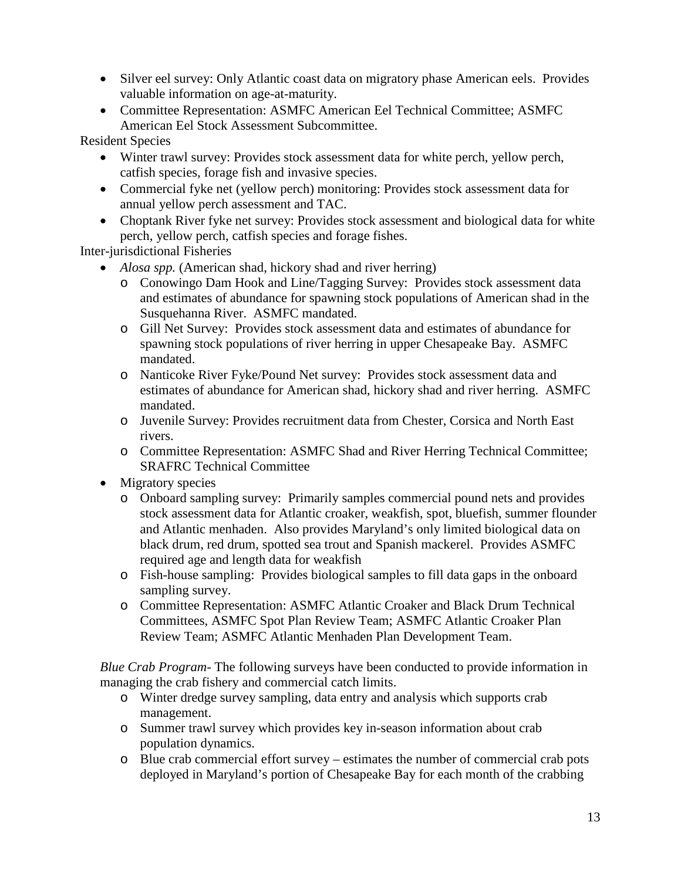- Silver eel survey: Only Atlantic coast data on migratory phase American eels. Provides valuable information on age-at-maturity.
- Committee Representation: ASMFC American Eel Technical Committee; ASMFC American Eel Stock Assessment Subcommittee.

Resident Species

- Winter trawl survey: Provides stock assessment data for white perch, yellow perch, catfish species, forage fish and invasive species.
- Commercial fyke net (yellow perch) monitoring: Provides stock assessment data for annual yellow perch assessment and TAC.
- Choptank River fyke net survey: Provides stock assessment and biological data for white perch, yellow perch, catfish species and forage fishes.

Inter-jurisdictional Fisheries

- *Alosa spp.* (American shad, hickory shad and river herring)
  - Conowingo Dam Hook and Line/Tagging Survey: Provides stock assessment data and estimates of abundance for spawning stock populations of American shad in the Susquehanna River. ASMFC mandated.
  - Gill Net Survey: Provides stock assessment data and estimates of abundance for spawning stock populations of river herring in upper Chesapeake Bay. ASMFC mandated.
  - Nanticoke River Fyke/Pound Net survey: Provides stock assessment data and estimates of abundance for American shad, hickory shad and river herring. ASMFC mandated.
  - Juvenile Survey: Provides recruitment data from Chester, Corsica and North East rivers.
  - Committee Representation: ASMFC Shad and River Herring Technical Committee; SRAFRC Technical Committee
- Migratory species
  - Onboard sampling survey: Primarily samples commercial pound nets and provides stock assessment data for Atlantic croaker, weakfish, spot, bluefish, summer flounder and Atlantic menhaden. Also provides Maryland's only limited biological data on black drum, red drum, spotted sea trout and Spanish mackerel. Provides ASMFC required age and length data for weakfish
  - Fish-house sampling: Provides biological samples to fill data gaps in the onboard sampling survey.
  - Committee Representation: ASMFC Atlantic Croaker and Black Drum Technical Committees, ASMFC Spot Plan Review Team; ASMFC Atlantic Croaker Plan Review Team; ASMFC Atlantic Menhaden Plan Development Team.

*Blue Crab Program*- The following surveys have been conducted to provide information in managing the crab fishery and commercial catch limits.

- Winter dredge survey sampling, data entry and analysis which supports crab management.
- Summer trawl survey which provides key in-season information about crab population dynamics.
- Blue crab commercial effort survey – estimates the number of commercial crab pots deployed in Maryland's portion of Chesapeake Bay for each month of the crabbing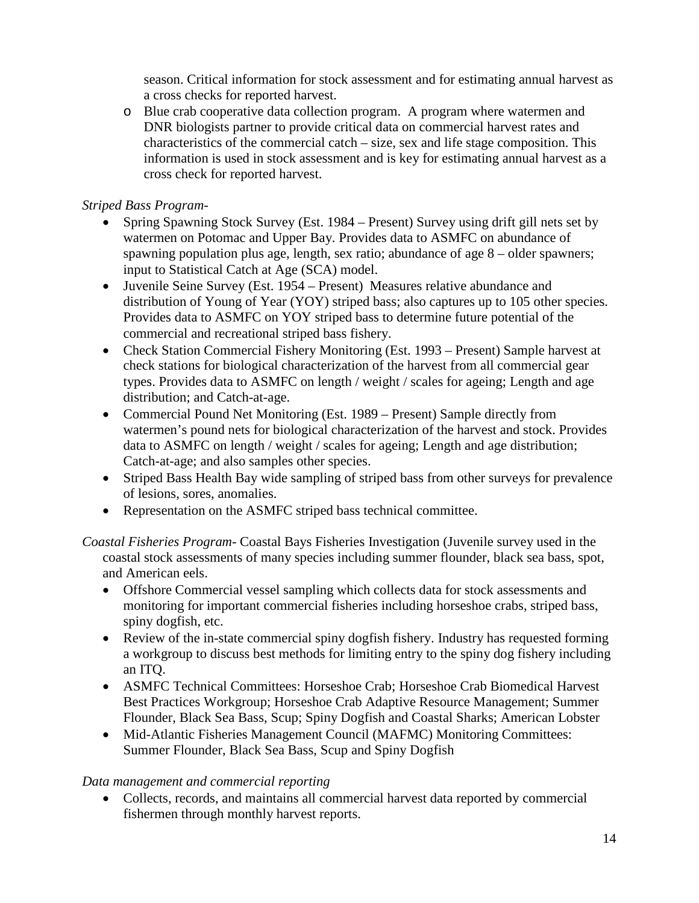season. Critical information for stock assessment and for estimating annual harvest as a cross checks for reported harvest.

- Blue crab cooperative data collection program. A program where watermen and DNR biologists partner to provide critical data on commercial harvest rates and characteristics of the commercial catch – size, sex and life stage composition. This information is used in stock assessment and is key for estimating annual harvest as a cross check for reported harvest.

*Striped Bass Program-*

- Spring Spawning Stock Survey (Est. 1984 – Present) Survey using drift gill nets set by watermen on Potomac and Upper Bay. Provides data to ASMFC on abundance of spawning population plus age, length, sex ratio; abundance of age 8 – older spawners; input to Statistical Catch at Age (SCA) model.
- Juvenile Seine Survey (Est. 1954 – Present) Measures relative abundance and distribution of Young of Year (YOY) striped bass; also captures up to 105 other species. Provides data to ASMFC on YOY striped bass to determine future potential of the commercial and recreational striped bass fishery.
- Check Station Commercial Fishery Monitoring (Est. 1993 – Present) Sample harvest at check stations for biological characterization of the harvest from all commercial gear types. Provides data to ASMFC on length / weight / scales for ageing; Length and age distribution; and Catch-at-age.
- Commercial Pound Net Monitoring (Est. 1989 – Present) Sample directly from watermen's pound nets for biological characterization of the harvest and stock. Provides data to ASMFC on length / weight / scales for ageing; Length and age distribution; Catch-at-age; and also samples other species.
- Striped Bass Health Bay wide sampling of striped bass from other surveys for prevalence of lesions, sores, anomalies.
- Representation on the ASMFC striped bass technical committee.

*Coastal Fisheries Program-* Coastal Bays Fisheries Investigation (Juvenile survey used in the coastal stock assessments of many species including summer flounder, black sea bass, spot, and American eels.

- Offshore Commercial vessel sampling which collects data for stock assessments and monitoring for important commercial fisheries including horseshoe crabs, striped bass, spiny dogfish, etc.
- Review of the in-state commercial spiny dogfish fishery. Industry has requested forming a workgroup to discuss best methods for limiting entry to the spiny dog fishery including an ITQ.
- ASMFC Technical Committees: Horseshoe Crab; Horseshoe Crab Biomedical Harvest Best Practices Workgroup; Horseshoe Crab Adaptive Resource Management; Summer Flounder, Black Sea Bass, Scup; Spiny Dogfish and Coastal Sharks; American Lobster
- Mid-Atlantic Fisheries Management Council (MAFMC) Monitoring Committees: Summer Flounder, Black Sea Bass, Scup and Spiny Dogfish

*Data management and commercial reporting*

- Collects, records, and maintains all commercial harvest data reported by commercial fishermen through monthly harvest reports.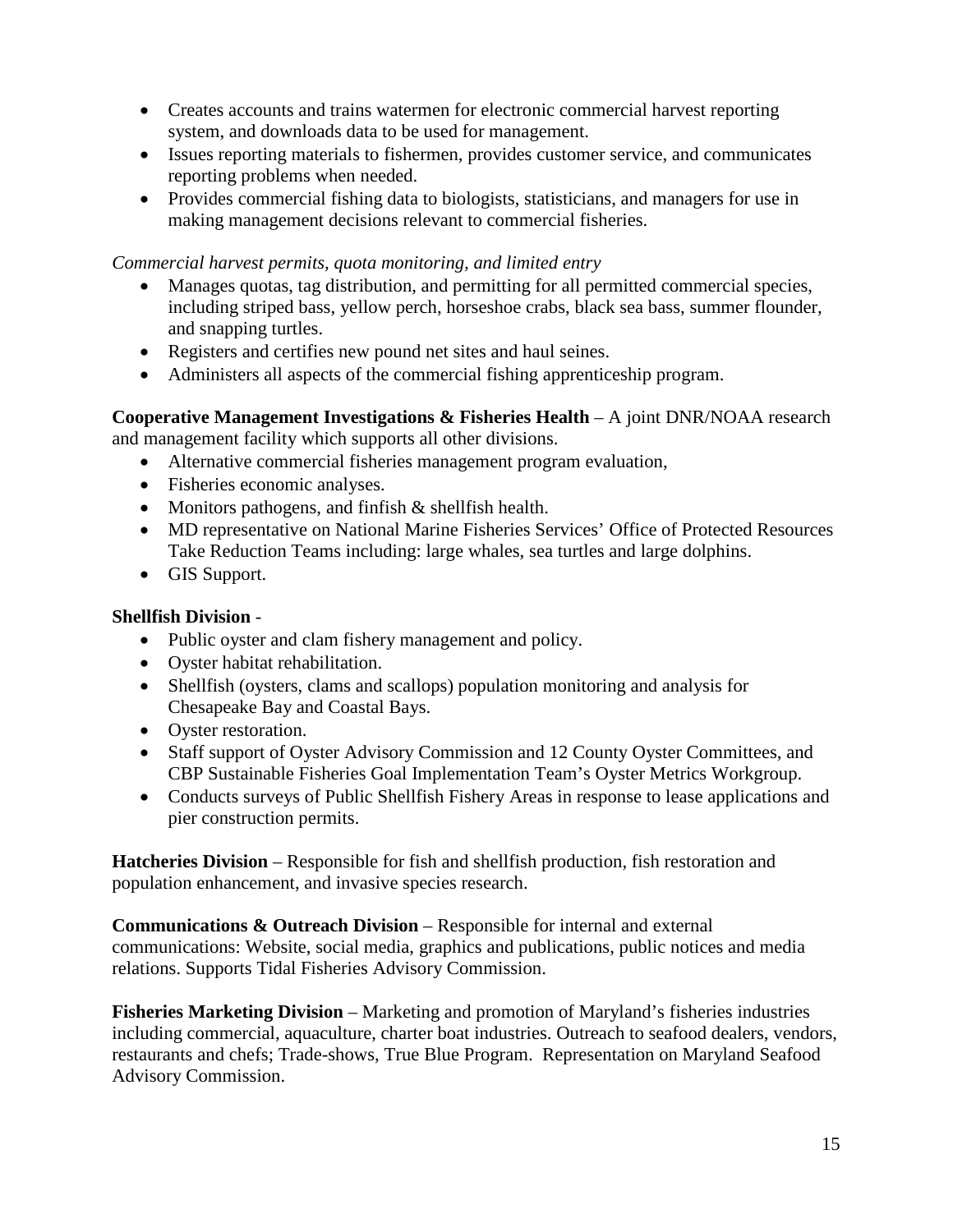- Creates accounts and trains watermen for electronic commercial harvest reporting system, and downloads data to be used for management.
- Issues reporting materials to fishermen, provides customer service, and communicates reporting problems when needed.
- Provides commercial fishing data to biologists, statisticians, and managers for use in making management decisions relevant to commercial fisheries.

*Commercial harvest permits, quota monitoring, and limited entry*

- Manages quotas, tag distribution, and permitting for all permitted commercial species, including striped bass, yellow perch, horseshoe crabs, black sea bass, summer flounder, and snapping turtles.
- Registers and certifies new pound net sites and haul seines.
- Administers all aspects of the commercial fishing apprenticeship program.

**Cooperative Management Investigations & Fisheries Health** – A joint DNR/NOAA research and management facility which supports all other divisions.

- Alternative commercial fisheries management program evaluation,
- Fisheries economic analyses.
- Monitors pathogens, and finfish & shellfish health.
- MD representative on National Marine Fisheries Services' Office of Protected Resources Take Reduction Teams including: large whales, sea turtles and large dolphins.
- GIS Support.

**Shellfish Division** -

- Public oyster and clam fishery management and policy.
- Oyster habitat rehabilitation.
- Shellfish (oysters, clams and scallops) population monitoring and analysis for Chesapeake Bay and Coastal Bays.
- Oyster restoration.
- Staff support of Oyster Advisory Commission and 12 County Oyster Committees, and CBP Sustainable Fisheries Goal Implementation Team's Oyster Metrics Workgroup.
- Conducts surveys of Public Shellfish Fishery Areas in response to lease applications and pier construction permits.

**Hatcheries Division** – Responsible for fish and shellfish production, fish restoration and population enhancement, and invasive species research.

**Communications & Outreach Division** – Responsible for internal and external communications: Website, social media, graphics and publications, public notices and media relations. Supports Tidal Fisheries Advisory Commission.

**Fisheries Marketing Division** – Marketing and promotion of Maryland's fisheries industries including commercial, aquaculture, charter boat industries. Outreach to seafood dealers, vendors, restaurants and chefs; Trade-shows, True Blue Program. Representation on Maryland Seafood Advisory Commission.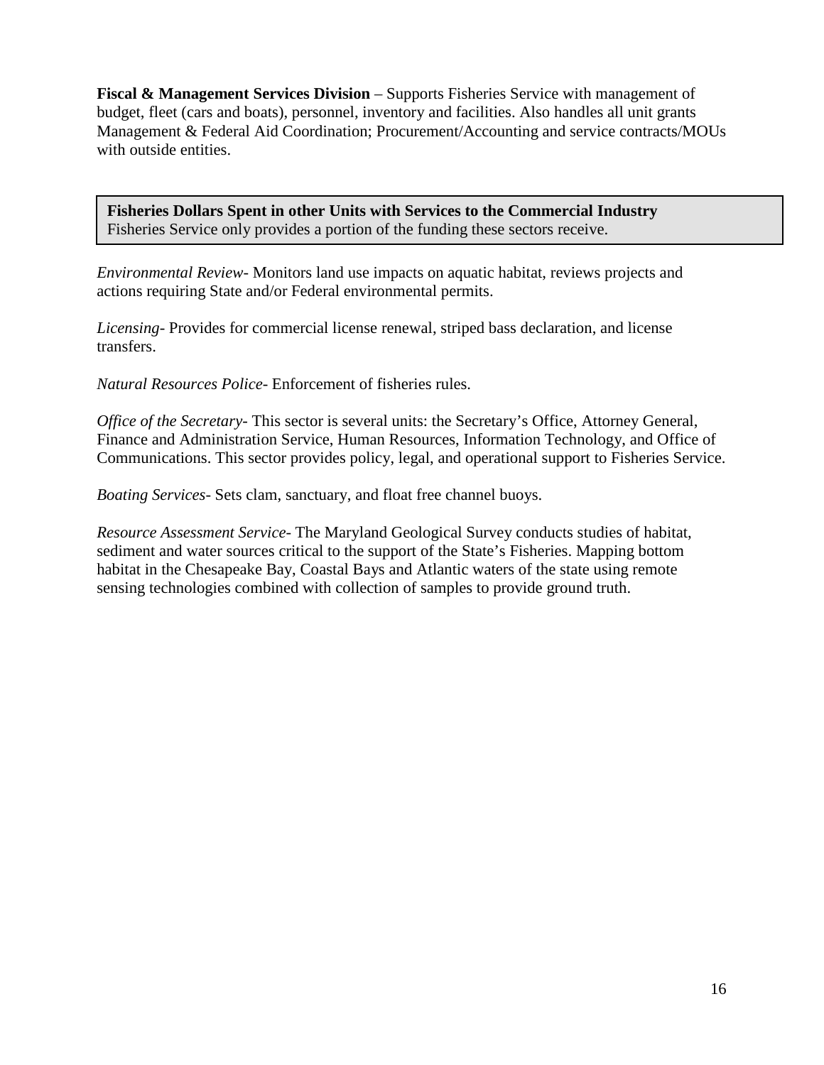**Fiscal & Management Services Division** – Supports Fisheries Service with management of budget, fleet (cars and boats), personnel, inventory and facilities. Also handles all unit grants Management & Federal Aid Coordination; Procurement/Accounting and service contracts/MOUs with outside entities.

**Fisheries Dollars Spent in other Units with Services to the Commercial Industry**
Fisheries Service only provides a portion of the funding these sectors receive.

*Environmental Review*- Monitors land use impacts on aquatic habitat, reviews projects and actions requiring State and/or Federal environmental permits.

*Licensing*- Provides for commercial license renewal, striped bass declaration, and license transfers.

*Natural Resources Police*- Enforcement of fisheries rules.

*Office of the Secretary*- This sector is several units: the Secretary's Office, Attorney General, Finance and Administration Service, Human Resources, Information Technology, and Office of Communications. This sector provides policy, legal, and operational support to Fisheries Service.

*Boating Services*- Sets clam, sanctuary, and float free channel buoys.

*Resource Assessment Service*- The Maryland Geological Survey conducts studies of habitat, sediment and water sources critical to the support of the State's Fisheries. Mapping bottom habitat in the Chesapeake Bay, Coastal Bays and Atlantic waters of the state using remote sensing technologies combined with collection of samples to provide ground truth.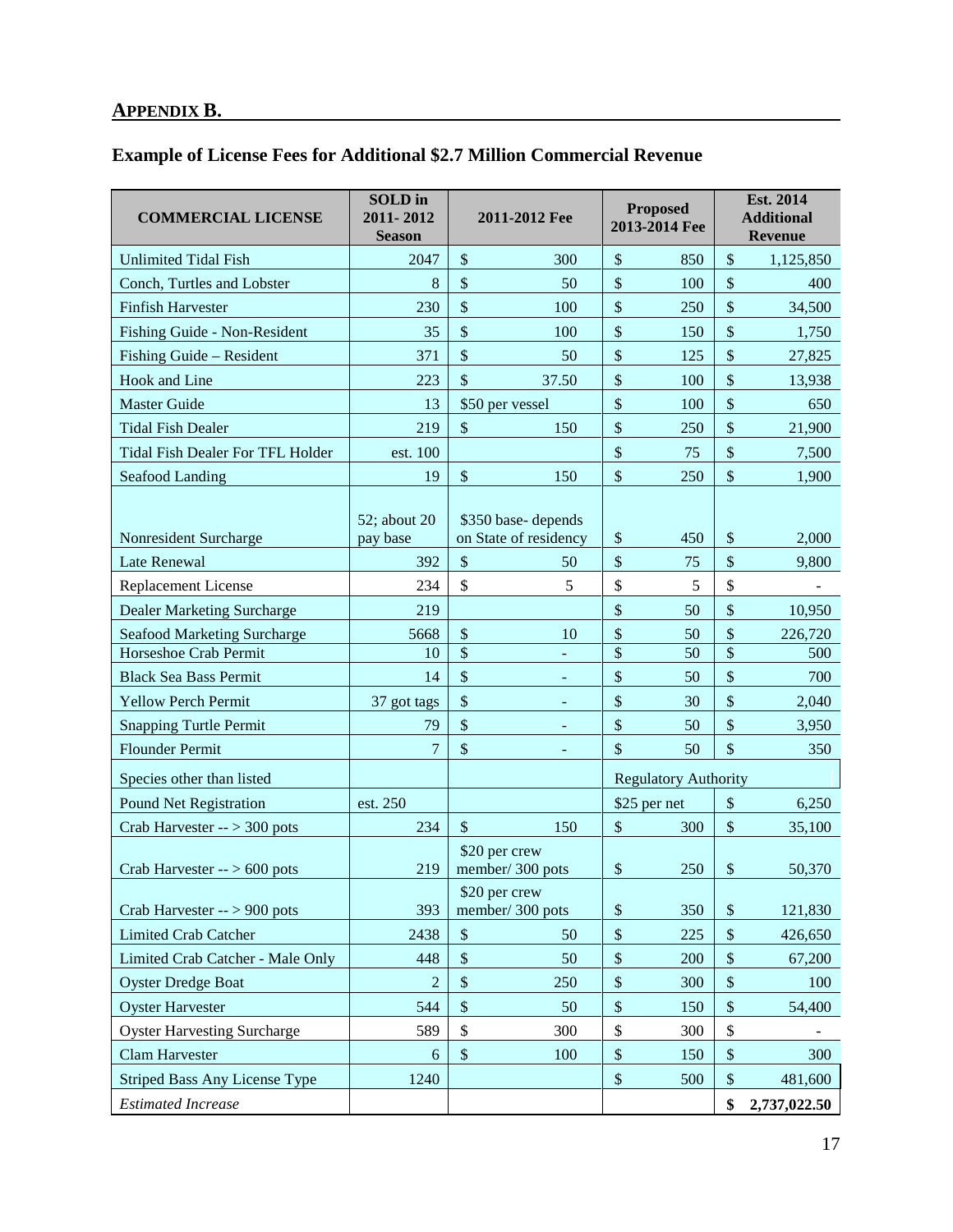## APPENDIX B.

### Example of License Fees for Additional $2.7 Million Commercial Revenue

| COMMERCIAL LICENSE | SOLD in 2011- 2012 Season | 2011-2012 Fee | Proposed 2013-2014 Fee | Est. 2014 Additional Revenue |
|---|---|---|---|---|
| Unlimited Tidal Fish | 2047 | $ 300 | $ 850 | $ 1,125,850 |
| Conch, Turtles and Lobster | 8 | $ 50 | $ 100 | $ 400 |
| Finfish Harvester | 230 | $ 100 | $ 250 | $ 34,500 |
| Fishing Guide - Non-Resident | 35 | $ 100 | $ 150 | $ 1,750 |
| Fishing Guide – Resident | 371 | $ 50 | $ 125 | $ 27,825 |
| Hook and Line | 223 | $ 37.50 | $ 100 | $ 13,938 |
| Master Guide | 13 | $50 per vessel | $ 100 | $ 650 |
| Tidal Fish Dealer | 219 | $ 150 | $ 250 | $ 21,900 |
| Tidal Fish Dealer For TFL Holder | est. 100 | | $ 75 | $ 7,500 |
| Seafood Landing | 19 | $ 150 | $ 250 | $ 1,900 |
| Nonresident Surcharge | 52; about 20 pay base | $350 base- depends on State of residency | $ 450 | $ 2,000 |
| Late Renewal | 392 | $ 50 | $ 75 | $ 9,800 |
| Replacement License | 234 | $ 5 | $ 5 | $ - |
| Dealer Marketing Surcharge | 219 | | $ 50 | $ 10,950 |
| Seafood Marketing Surcharge | 5668 | $ 10 | $ 50 | $ 226,720 |
| Horseshoe Crab Permit | 10 | $ - | $ 50 | $ 500 |
| Black Sea Bass Permit | 14 | $ - | $ 50 | $ 700 |
| Yellow Perch Permit | 37 got tags | $ - | $ 30 | $ 2,040 |
| Snapping Turtle Permit | 79 | $ - | $ 50 | $ 3,950 |
| Flounder Permit | 7 | $ - | $ 50 | $ 350 |
| Species other than listed | | | Regulatory Authority | |
| Pound Net Registration | est. 250 | | $25 per net | $ 6,250 |
| Crab Harvester -- > 300 pots | 234 | $ 150 | $ 300 | $ 35,100 |
| Crab Harvester -- > 600 pots | 219 | $20 per crew member/ 300 pots | $ 250 | $ 50,370 |
| Crab Harvester -- > 900 pots | 393 | $20 per crew member/ 300 pots | $ 350 | $ 121,830 |
| Limited Crab Catcher | 2438 | $ 50 | $ 225 | $ 426,650 |
| Limited Crab Catcher - Male Only | 448 | $ 50 | $ 200 | $ 67,200 |
| Oyster Dredge Boat | 2 | $ 250 | $ 300 | $ 100 |
| Oyster Harvester | 544 | $ 50 | $ 150 | $ 54,400 |
| Oyster Harvesting Surcharge | 589 | $ 300 | $ 300 | $ - |
| Clam Harvester | 6 | $ 100 | $ 150 | $ 300 |
| Striped Bass Any License Type | 1240 | | $ 500 | $ 481,600 |
| *Estimated Increase* | | | | **$ 2,737,022.50** |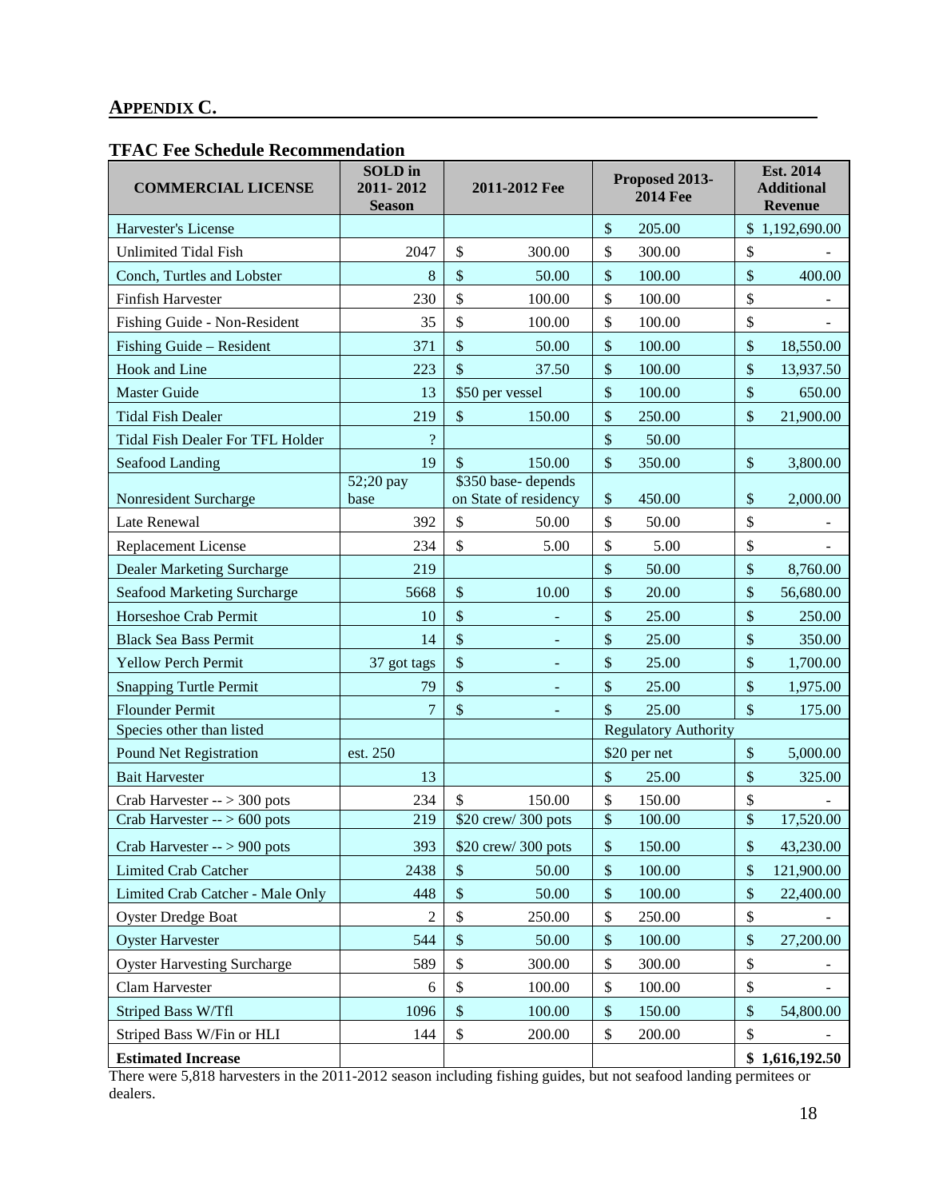## APPENDIX C.

### TFAC Fee Schedule Recommendation

| COMMERCIAL LICENSE | SOLD in 2011- 2012 Season | 2011-2012 Fee | Proposed 2013-2014 Fee | Est. 2014 Additional Revenue |
|---|---|---|---|---|
| Harvester's License | | | $ 205.00 | $ 1,192,690.00 |
| Unlimited Tidal Fish | 2047 | $ 300.00 | $ 300.00 | $ - |
| Conch, Turtles and Lobster | 8 | $ 50.00 | $ 100.00 | $ 400.00 |
| Finfish Harvester | 230 | $ 100.00 | $ 100.00 | $ - |
| Fishing Guide - Non-Resident | 35 | $ 100.00 | $ 100.00 | $ - |
| Fishing Guide – Resident | 371 | $ 50.00 | $ 100.00 | $ 18,550.00 |
| Hook and Line | 223 | $ 37.50 | $ 100.00 | $ 13,937.50 |
| Master Guide | 13 | $50 per vessel | $ 100.00 | $ 650.00 |
| Tidal Fish Dealer | 219 | $ 150.00 | $ 250.00 | $ 21,900.00 |
| Tidal Fish Dealer For TFL Holder | ? | | $ 50.00 | |
| Seafood Landing | 19 | $ 150.00 | $ 350.00 | $ 3,800.00 |
| Nonresident Surcharge | 52;20 pay base | $350 base- depends on State of residency | $ 450.00 | $ 2,000.00 |
| Late Renewal | 392 | $ 50.00 | $ 50.00 | $ - |
| Replacement License | 234 | $ 5.00 | $ 5.00 | $ - |
| Dealer Marketing Surcharge | 219 | | $ 50.00 | $ 8,760.00 |
| Seafood Marketing Surcharge | 5668 | $ 10.00 | $ 20.00 | $ 56,680.00 |
| Horseshoe Crab Permit | 10 | $ - | $ 25.00 | $ 250.00 |
| Black Sea Bass Permit | 14 | $ - | $ 25.00 | $ 350.00 |
| Yellow Perch Permit | 37 got tags | $ - | $ 25.00 | $ 1,700.00 |
| Snapping Turtle Permit | 79 | $ - | $ 25.00 | $ 1,975.00 |
| Flounder Permit | 7 | $ - | $ 25.00 | $ 175.00 |
| Species other than listed | | | Regulatory Authority | |
| Pound Net Registration | est. 250 | | $20 per net | $ 5,000.00 |
| Bait Harvester | 13 | | $ 25.00 | $ 325.00 |
| Crab Harvester -- > 300 pots | 234 | $ 150.00 | $ 150.00 | $ - |
| Crab Harvester -- > 600 pots | 219 | $20 crew/ 300 pots | $ 100.00 | $ 17,520.00 |
| Crab Harvester -- > 900 pots | 393 | $20 crew/ 300 pots | $ 150.00 | $ 43,230.00 |
| Limited Crab Catcher | 2438 | $ 50.00 | $ 100.00 | $ 121,900.00 |
| Limited Crab Catcher - Male Only | 448 | $ 50.00 | $ 100.00 | $ 22,400.00 |
| Oyster Dredge Boat | 2 | $ 250.00 | $ 250.00 | $ - |
| Oyster Harvester | 544 | $ 50.00 | $ 100.00 | $ 27,200.00 |
| Oyster Harvesting Surcharge | 589 | $ 300.00 | $ 300.00 | $ - |
| Clam Harvester | 6 | $ 100.00 | $ 100.00 | $ - |
| Striped Bass W/Tfl | 1096 | $ 100.00 | $ 150.00 | $ 54,800.00 |
| Striped Bass W/Fin or HLI | 144 | $ 200.00 | $ 200.00 | $ - |
| **Estimated Increase** | | | | **$ 1,616,192.50** |

There were 5,818 harvesters in the 2011-2012 season including fishing guides, but not seafood landing permitees or dealers.